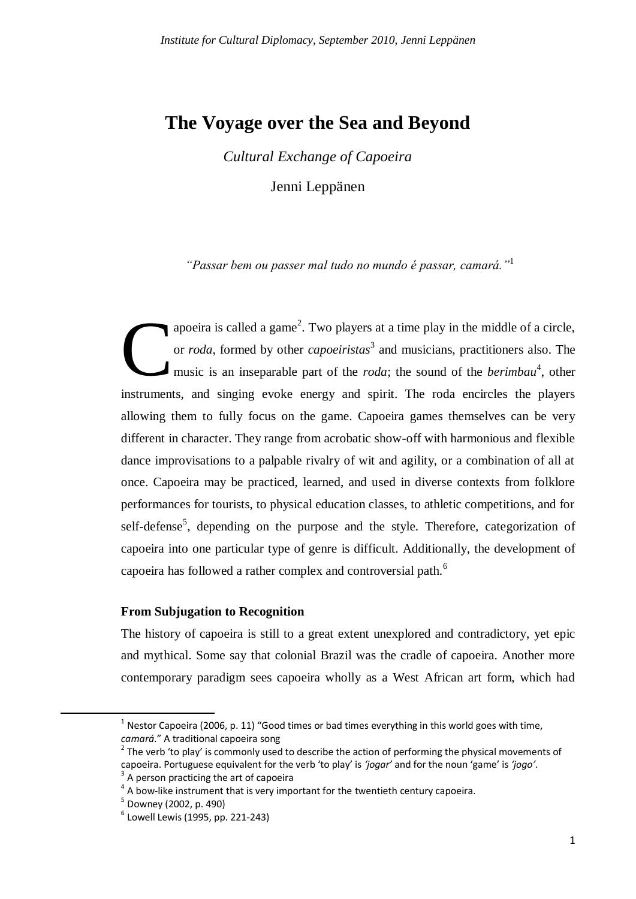# The Voyage over the Sea and Beyond

*Cultural Exchange of Capoeira*

Jenni Leppänen

> *"Passar bem ou passer mal tudo no mundo é passar, camará."*[1]

Capoeira is called a game[2]. Two players at a time play in the middle of a circle, or *roda*, formed by other *capoeiristas*[3] and musicians, practitioners also. The music is an inseparable part of the *roda*; the sound of the *berimbau*[4], other instruments, and singing evoke energy and spirit. The roda encircles the players allowing them to fully focus on the game. Capoeira games themselves can be very different in character. They range from acrobatic show-off with harmonious and flexible dance improvisations to a palpable rivalry of wit and agility, or a combination of all at once. Capoeira may be practiced, learned, and used in diverse contexts from folklore performances for tourists, to physical education classes, to athletic competitions, and for self-defense[5], depending on the purpose and the style. Therefore, categorization of capoeira into one particular type of genre is difficult. Additionally, the development of capoeira has followed a rather complex and controversial path.[6]

**From Subjugation to Recognition**

The history of capoeira is still to a great extent unexplored and contradictory, yet epic and mythical. Some say that colonial Brazil was the cradle of capoeira. Another more contemporary paradigm sees capoeira wholly as a West African art form, which had

---

[1] Nestor Capoeira (2006, p. 11) "Good times or bad times everything in this world goes with time, *camará*." A traditional capoeira song

[2] The verb 'to play' is commonly used to describe the action of performing the physical movements of capoeira. Portuguese equivalent for the verb 'to play' is *'jogar'* and for the noun 'game' is *'jogo'*.

[3] A person practicing the art of capoeira

[4] A bow-like instrument that is very important for the twentieth century capoeira.

[5] Downey (2002, p. 490)

[6] Lowell Lewis (1995, pp. 221-243)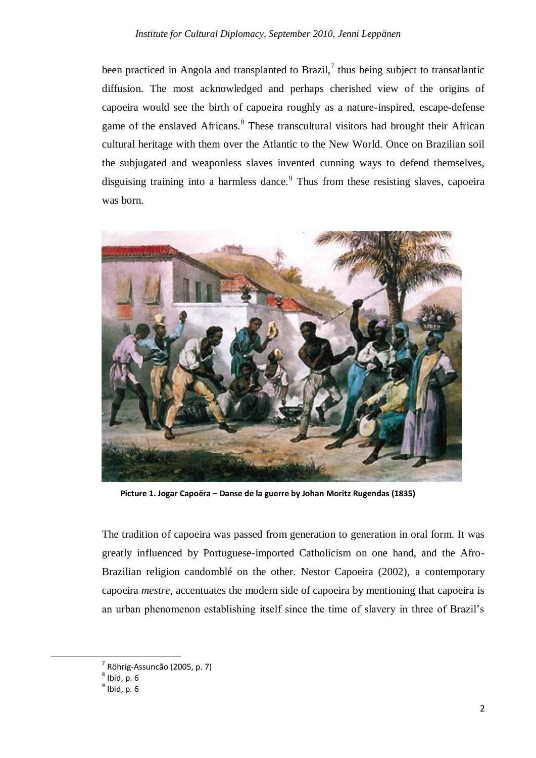been practiced in Angola and transplanted to Brazil,[7] thus being subject to transatlantic diffusion. The most acknowledged and perhaps cherished view of the origins of capoeira would see the birth of capoeira roughly as a nature-inspired, escape-defense game of the enslaved Africans.[8] These transcultural visitors had brought their African cultural heritage with them over the Atlantic to the New World. Once on Brazilian soil the subjugated and weaponless slaves invented cunning ways to defend themselves, disguising training into a harmless dance.[9] Thus from these resisting slaves, capoeira was born.

**Picture 1. Jogar Capoëra – Danse de la guerre by Johan Moritz Rugendas (1835)**

The tradition of capoeira was passed from generation to generation in oral form. It was greatly influenced by Portuguese-imported Catholicism on one hand, and the Afro-Brazilian religion candomblé on the other. Nestor Capoeira (2002), a contemporary capoeira *mestre*, accentuates the modern side of capoeira by mentioning that capoeira is an urban phenomenon establishing itself since the time of slavery in three of Brazil's

[7] Röhrig-Assuncão (2005, p. 7)
[8] Ibid, p. 6
[9] Ibid, p. 6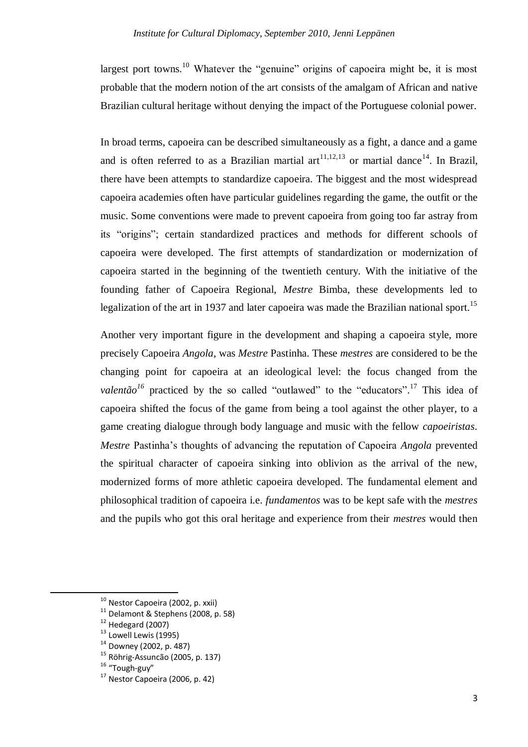largest port towns.[10] Whatever the "genuine" origins of capoeira might be, it is most probable that the modern notion of the art consists of the amalgam of African and native Brazilian cultural heritage without denying the impact of the Portuguese colonial power.

In broad terms, capoeira can be described simultaneously as a fight, a dance and a game and is often referred to as a Brazilian martial art[11,12,13] or martial dance[14]. In Brazil, there have been attempts to standardize capoeira. The biggest and the most widespread capoeira academies often have particular guidelines regarding the game, the outfit or the music. Some conventions were made to prevent capoeira from going too far astray from its "origins"; certain standardized practices and methods for different schools of capoeira were developed. The first attempts of standardization or modernization of capoeira started in the beginning of the twentieth century. With the initiative of the founding father of Capoeira Regional, *Mestre* Bimba, these developments led to legalization of the art in 1937 and later capoeira was made the Brazilian national sport.[15]

Another very important figure in the development and shaping a capoeira style, more precisely Capoeira *Angola*, was *Mestre* Pastinha. These *mestres* are considered to be the changing point for capoeira at an ideological level: the focus changed from the *valentão*[16] practiced by the so called "outlawed" to the "educators".[17] This idea of capoeira shifted the focus of the game from being a tool against the other player, to a game creating dialogue through body language and music with the fellow *capoeiristas*. *Mestre* Pastinha's thoughts of advancing the reputation of Capoeira *Angola* prevented the spiritual character of capoeira sinking into oblivion as the arrival of the new, modernized forms of more athletic capoeira developed. The fundamental element and philosophical tradition of capoeira i.e. *fundamentos* was to be kept safe with the *mestres* and the pupils who got this oral heritage and experience from their *mestres* would then

---

[10] Nestor Capoeira (2002, p. xxii)

[11] Delamont & Stephens (2008, p. 58)

[12] Hedegard (2007)

[13] Lowell Lewis (1995)

[14] Downey (2002, p. 487)

[15] Röhrig-Assuncão (2005, p. 137)

[16] "Tough-guy"

[17] Nestor Capoeira (2006, p. 42)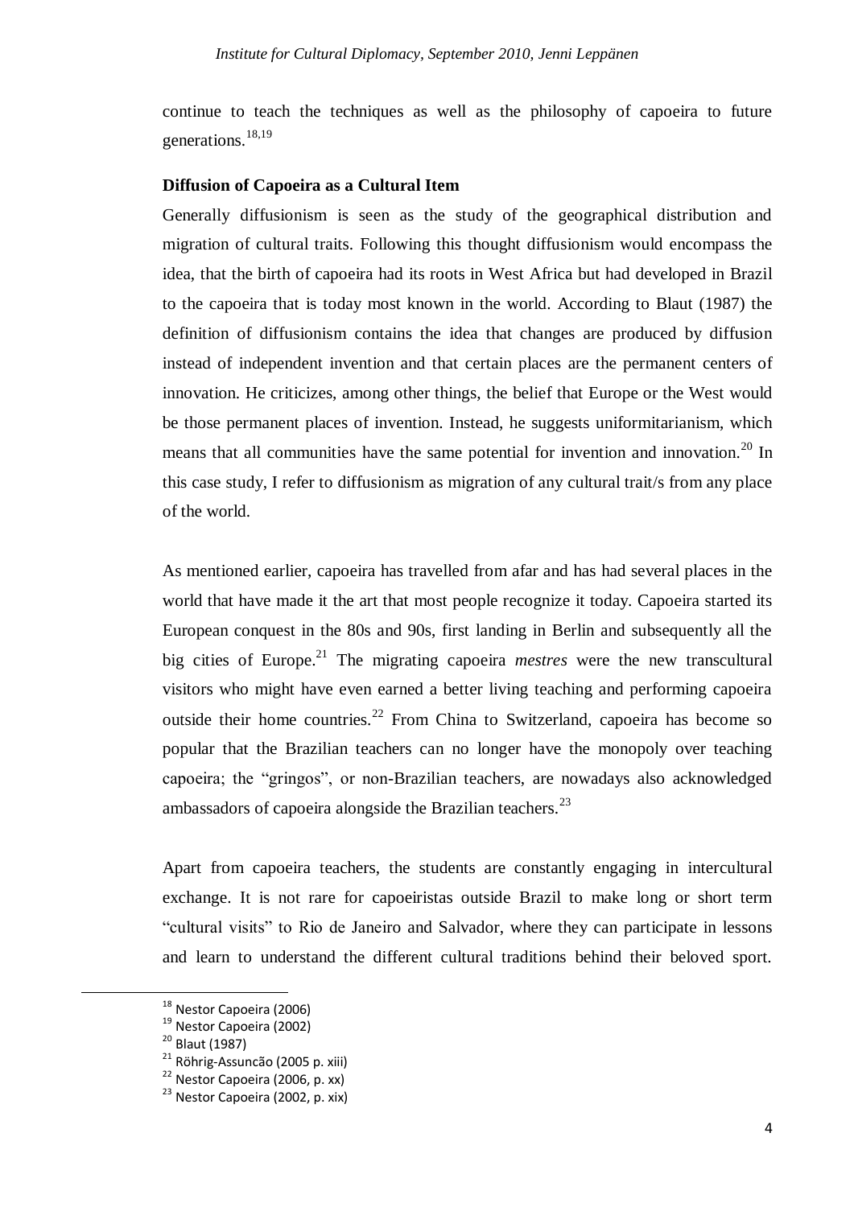continue to teach the techniques as well as the philosophy of capoeira to future generations.[18,19]

**Diffusion of Capoeira as a Cultural Item**

Generally diffusionism is seen as the study of the geographical distribution and migration of cultural traits. Following this thought diffusionism would encompass the idea, that the birth of capoeira had its roots in West Africa but had developed in Brazil to the capoeira that is today most known in the world. According to Blaut (1987) the definition of diffusionism contains the idea that changes are produced by diffusion instead of independent invention and that certain places are the permanent centers of innovation. He criticizes, among other things, the belief that Europe or the West would be those permanent places of invention. Instead, he suggests uniformitarianism, which means that all communities have the same potential for invention and innovation.[20] In this case study, I refer to diffusionism as migration of any cultural trait/s from any place of the world.

As mentioned earlier, capoeira has travelled from afar and has had several places in the world that have made it the art that most people recognize it today. Capoeira started its European conquest in the 80s and 90s, first landing in Berlin and subsequently all the big cities of Europe.[21] The migrating capoeira *mestres* were the new transcultural visitors who might have even earned a better living teaching and performing capoeira outside their home countries.[22] From China to Switzerland, capoeira has become so popular that the Brazilian teachers can no longer have the monopoly over teaching capoeira; the "gringos", or non-Brazilian teachers, are nowadays also acknowledged ambassadors of capoeira alongside the Brazilian teachers.[23]

Apart from capoeira teachers, the students are constantly engaging in intercultural exchange. It is not rare for capoeiristas outside Brazil to make long or short term "cultural visits" to Rio de Janeiro and Salvador, where they can participate in lessons and learn to understand the different cultural traditions behind their beloved sport.

---

[18] Nestor Capoeira (2006)
[19] Nestor Capoeira (2002)
[20] Blaut (1987)
[21] Röhrig-Assuncão (2005 p. xiii)
[22] Nestor Capoeira (2006, p. xx)
[23] Nestor Capoeira (2002, p. xix)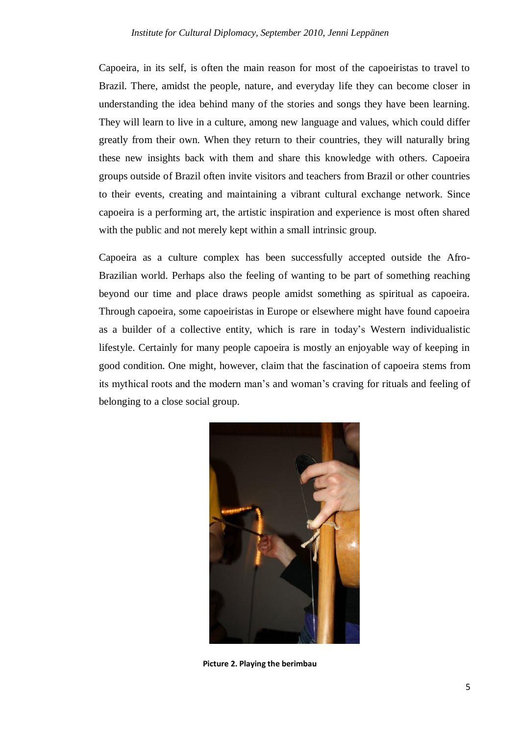Capoeira, in its self, is often the main reason for most of the capoeiristas to travel to Brazil. There, amidst the people, nature, and everyday life they can become closer in understanding the idea behind many of the stories and songs they have been learning. They will learn to live in a culture, among new language and values, which could differ greatly from their own. When they return to their countries, they will naturally bring these new insights back with them and share this knowledge with others. Capoeira groups outside of Brazil often invite visitors and teachers from Brazil or other countries to their events, creating and maintaining a vibrant cultural exchange network. Since capoeira is a performing art, the artistic inspiration and experience is most often shared with the public and not merely kept within a small intrinsic group.

Capoeira as a culture complex has been successfully accepted outside the Afro-Brazilian world. Perhaps also the feeling of wanting to be part of something reaching beyond our time and place draws people amidst something as spiritual as capoeira. Through capoeira, some capoeiristas in Europe or elsewhere might have found capoeira as a builder of a collective entity, which is rare in today's Western individualistic lifestyle. Certainly for many people capoeira is mostly an enjoyable way of keeping in good condition. One might, however, claim that the fascination of capoeira stems from its mythical roots and the modern man's and woman's craving for rituals and feeling of belonging to a close social group.

**Picture 2. Playing the berimbau**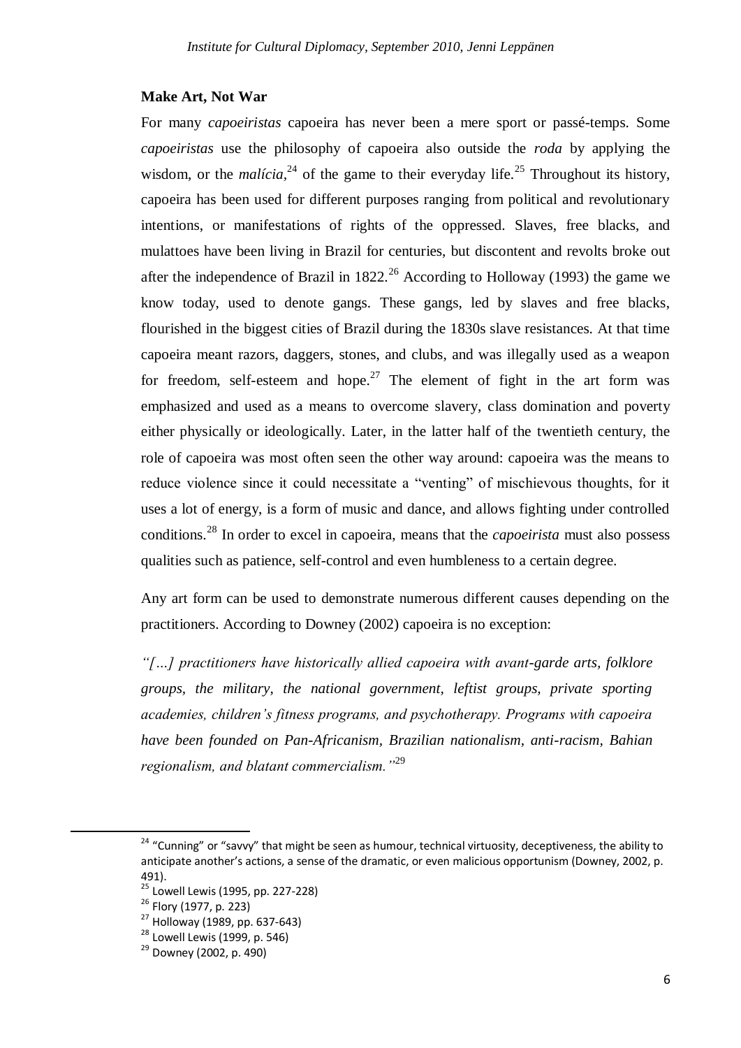**Make Art, Not War**

For many *capoeiristas* capoeira has never been a mere sport or passé-temps. Some *capoeiristas* use the philosophy of capoeira also outside the *roda* by applying the wisdom, or the *malícia*,[24] of the game to their everyday life.[25] Throughout its history, capoeira has been used for different purposes ranging from political and revolutionary intentions, or manifestations of rights of the oppressed. Slaves, free blacks, and mulattoes have been living in Brazil for centuries, but discontent and revolts broke out after the independence of Brazil in 1822.[26] According to Holloway (1993) the game we know today, used to denote gangs. These gangs, led by slaves and free blacks, flourished in the biggest cities of Brazil during the 1830s slave resistances. At that time capoeira meant razors, daggers, stones, and clubs, and was illegally used as a weapon for freedom, self-esteem and hope.[27] The element of fight in the art form was emphasized and used as a means to overcome slavery, class domination and poverty either physically or ideologically. Later, in the latter half of the twentieth century, the role of capoeira was most often seen the other way around: capoeira was the means to reduce violence since it could necessitate a "venting" of mischievous thoughts, for it uses a lot of energy, is a form of music and dance, and allows fighting under controlled conditions.[28] In order to excel in capoeira, means that the *capoeirista* must also possess qualities such as patience, self-control and even humbleness to a certain degree.

Any art form can be used to demonstrate numerous different causes depending on the practitioners. According to Downey (2002) capoeira is no exception:

*"[…] practitioners have historically allied capoeira with avant-garde arts, folklore groups, the military, the national government, leftist groups, private sporting academies, children's fitness programs, and psychotherapy. Programs with capoeira have been founded on Pan-Africanism, Brazilian nationalism, anti-racism, Bahian regionalism, and blatant commercialism."*[29]

---

[24] "Cunning" or "savvy" that might be seen as humour, technical virtuosity, deceptiveness, the ability to anticipate another's actions, a sense of the dramatic, or even malicious opportunism (Downey, 2002, p. 491).

[25] Lowell Lewis (1995, pp. 227-228)

[26] Flory (1977, p. 223)

[27] Holloway (1989, pp. 637-643)

[28] Lowell Lewis (1999, p. 546)

[29] Downey (2002, p. 490)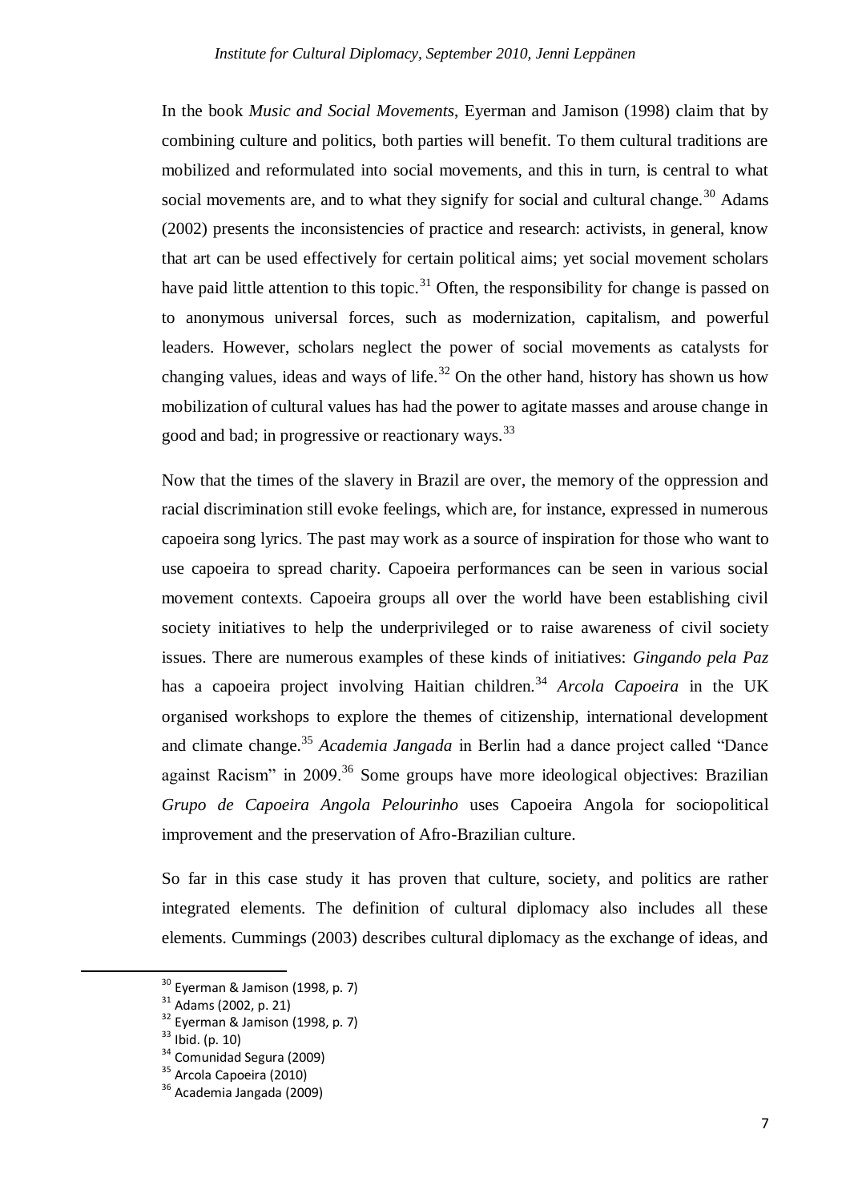In the book *Music and Social Movements*, Eyerman and Jamison (1998) claim that by combining culture and politics, both parties will benefit. To them cultural traditions are mobilized and reformulated into social movements, and this in turn, is central to what social movements are, and to what they signify for social and cultural change.[30] Adams (2002) presents the inconsistencies of practice and research: activists, in general, know that art can be used effectively for certain political aims; yet social movement scholars have paid little attention to this topic.[31] Often, the responsibility for change is passed on to anonymous universal forces, such as modernization, capitalism, and powerful leaders. However, scholars neglect the power of social movements as catalysts for changing values, ideas and ways of life.[32] On the other hand, history has shown us how mobilization of cultural values has had the power to agitate masses and arouse change in good and bad; in progressive or reactionary ways.[33]

Now that the times of the slavery in Brazil are over, the memory of the oppression and racial discrimination still evoke feelings, which are, for instance, expressed in numerous capoeira song lyrics. The past may work as a source of inspiration for those who want to use capoeira to spread charity. Capoeira performances can be seen in various social movement contexts. Capoeira groups all over the world have been establishing civil society initiatives to help the underprivileged or to raise awareness of civil society issues. There are numerous examples of these kinds of initiatives: *Gingando pela Paz* has a capoeira project involving Haitian children.[34] *Arcola Capoeira* in the UK organised workshops to explore the themes of citizenship, international development and climate change.[35] *Academia Jangada* in Berlin had a dance project called "Dance against Racism" in 2009.[36] Some groups have more ideological objectives: Brazilian *Grupo de Capoeira Angola Pelourinho* uses Capoeira Angola for sociopolitical improvement and the preservation of Afro-Brazilian culture.

So far in this case study it has proven that culture, society, and politics are rather integrated elements. The definition of cultural diplomacy also includes all these elements. Cummings (2003) describes cultural diplomacy as the exchange of ideas, and

---

[30] Eyerman & Jamison (1998, p. 7)
[31] Adams (2002, p. 21)
[32] Eyerman & Jamison (1998, p. 7)
[33] Ibid. (p. 10)
[34] Comunidad Segura (2009)
[35] Arcola Capoeira (2010)
[36] Academia Jangada (2009)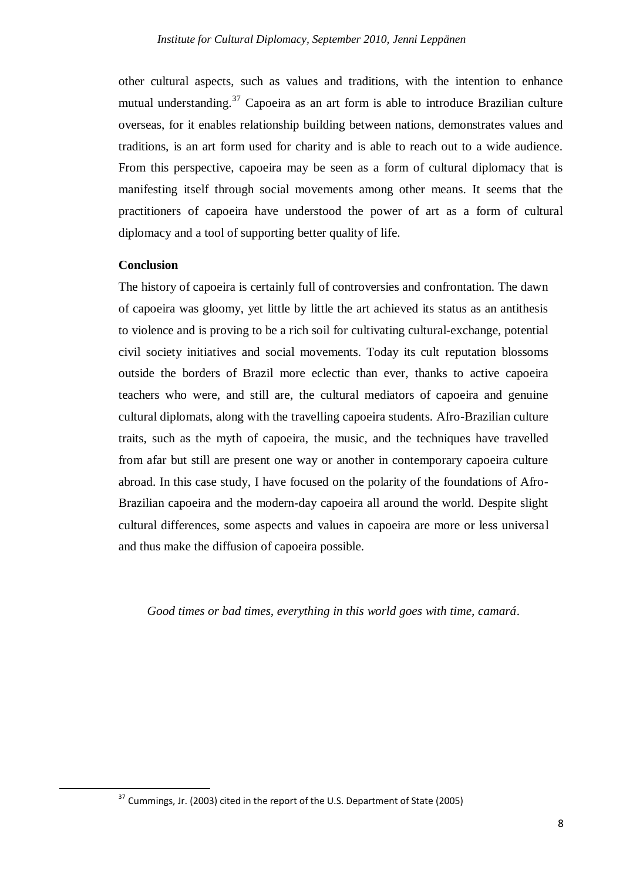other cultural aspects, such as values and traditions, with the intention to enhance mutual understanding.[37] Capoeira as an art form is able to introduce Brazilian culture overseas, for it enables relationship building between nations, demonstrates values and traditions, is an art form used for charity and is able to reach out to a wide audience. From this perspective, capoeira may be seen as a form of cultural diplomacy that is manifesting itself through social movements among other means. It seems that the practitioners of capoeira have understood the power of art as a form of cultural diplomacy and a tool of supporting better quality of life.

**Conclusion**

The history of capoeira is certainly full of controversies and confrontation. The dawn of capoeira was gloomy, yet little by little the art achieved its status as an antithesis to violence and is proving to be a rich soil for cultivating cultural-exchange, potential civil society initiatives and social movements. Today its cult reputation blossoms outside the borders of Brazil more eclectic than ever, thanks to active capoeira teachers who were, and still are, the cultural mediators of capoeira and genuine cultural diplomats, along with the travelling capoeira students. Afro-Brazilian culture traits, such as the myth of capoeira, the music, and the techniques have travelled from afar but still are present one way or another in contemporary capoeira culture abroad. In this case study, I have focused on the polarity of the foundations of Afro-Brazilian capoeira and the modern-day capoeira all around the world. Despite slight cultural differences, some aspects and values in capoeira are more or less universal and thus make the diffusion of capoeira possible.

*Good times or bad times, everything in this world goes with time, camará.*

[37] Cummings, Jr. (2003) cited in the report of the U.S. Department of State (2005)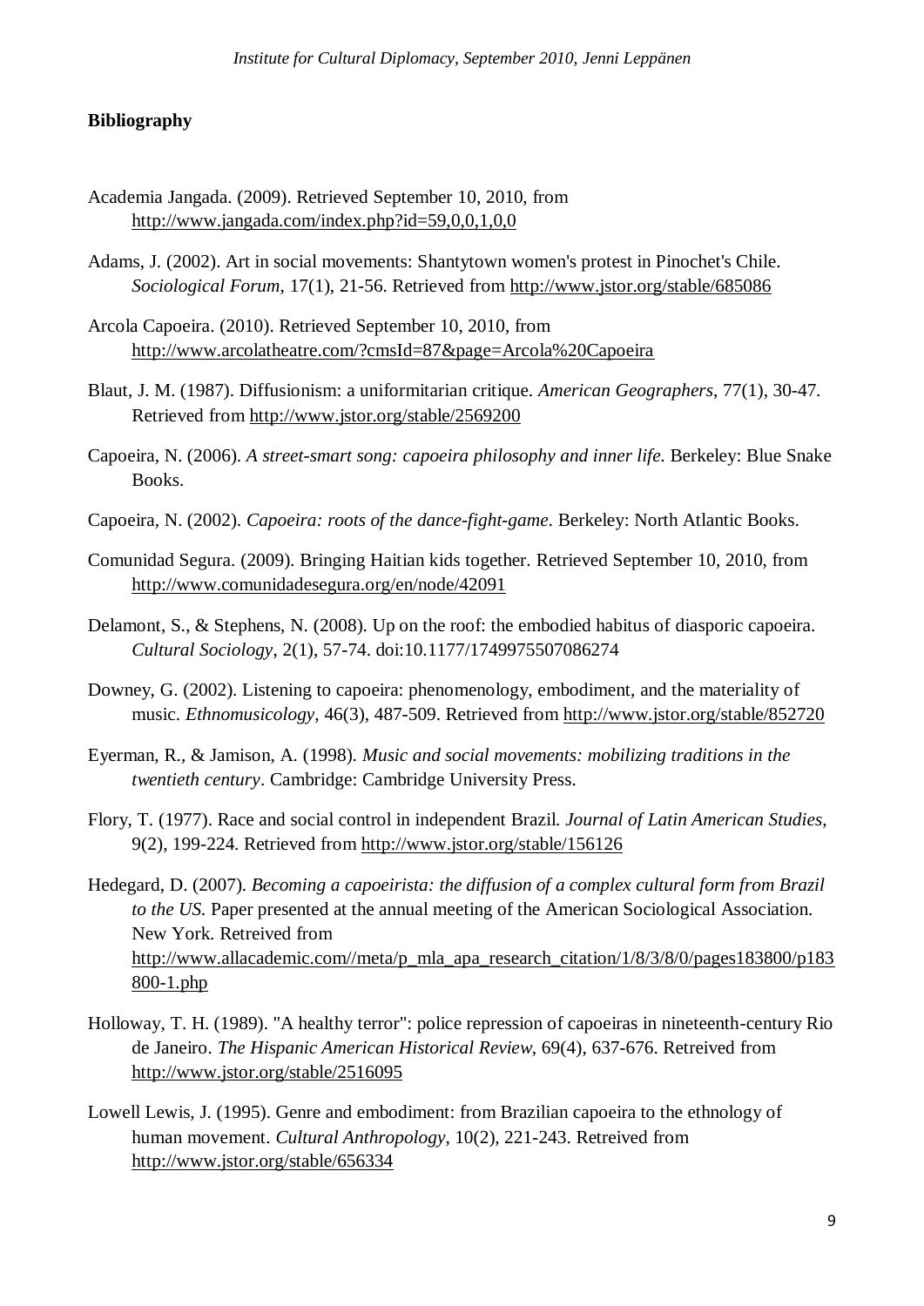**Bibliography**

Academia Jangada. (2009). Retrieved September 10, 2010, from http://www.jangada.com/index.php?id=59,0,0,1,0,0

Adams, J. (2002). Art in social movements: Shantytown women's protest in Pinochet's Chile. *Sociological Forum*, 17(1), 21-56. Retrieved from http://www.jstor.org/stable/685086

Arcola Capoeira. (2010). Retrieved September 10, 2010, from http://www.arcolatheatre.com/?cmsId=87&page=Arcola%20Capoeira

Blaut, J. M. (1987). Diffusionism: a uniformitarian critique. *American Geographers*, 77(1), 30-47. Retrieved from http://www.jstor.org/stable/2569200

Capoeira, N. (2006). *A street-smart song: capoeira philosophy and inner life*. Berkeley: Blue Snake Books.

Capoeira, N. (2002). *Capoeira: roots of the dance-fight-game*. Berkeley: North Atlantic Books.

Comunidad Segura. (2009). Bringing Haitian kids together. Retrieved September 10, 2010, from http://www.comunidadesegura.org/en/node/42091

Delamont, S., & Stephens, N. (2008). Up on the roof: the embodied habitus of diasporic capoeira. *Cultural Sociology*, 2(1), 57-74. doi:10.1177/1749975507086274

Downey, G. (2002). Listening to capoeira: phenomenology, embodiment, and the materiality of music. *Ethnomusicology*, 46(3), 487-509. Retrieved from http://www.jstor.org/stable/852720

Eyerman, R., & Jamison, A. (1998). *Music and social movements: mobilizing traditions in the twentieth century*. Cambridge: Cambridge University Press.

Flory, T. (1977). Race and social control in independent Brazil. *Journal of Latin American Studies*, 9(2), 199-224. Retrieved from http://www.jstor.org/stable/156126

Hedegard, D. (2007). *Becoming a capoeirista: the diffusion of a complex cultural form from Brazil to the US*. Paper presented at the annual meeting of the American Sociological Association. New York. Retreived from http://www.allacademic.com//meta/p_mla_apa_research_citation/1/8/3/8/0/pages183800/p183800-1.php

Holloway, T. H. (1989). "A healthy terror": police repression of capoeiras in nineteenth-century Rio de Janeiro. *The Hispanic American Historical Review*, 69(4), 637-676. Retreived from http://www.jstor.org/stable/2516095

Lowell Lewis, J. (1995). Genre and embodiment: from Brazilian capoeira to the ethnology of human movement. *Cultural Anthropology*, 10(2), 221-243. Retreived from http://www.jstor.org/stable/656334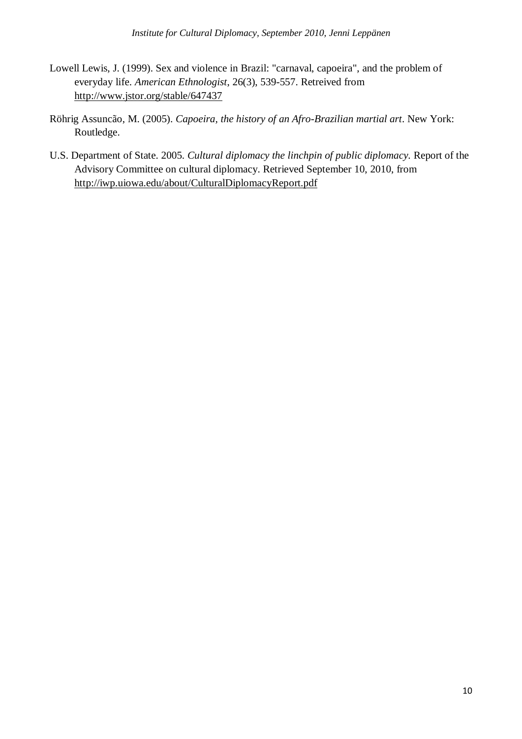Lowell Lewis, J. (1999). Sex and violence in Brazil: "carnaval, capoeira", and the problem of everyday life. *American Ethnologist*, 26(3), 539-557. Retreived from http://www.jstor.org/stable/647437

Röhrig Assuncão, M. (2005). *Capoeira, the history of an Afro-Brazilian martial art*. New York: Routledge.

U.S. Department of State. 2005. *Cultural diplomacy the linchpin of public diplomacy.* Report of the Advisory Committee on cultural diplomacy. Retrieved September 10, 2010, from http://iwp.uiowa.edu/about/CulturalDiplomacyReport.pdf